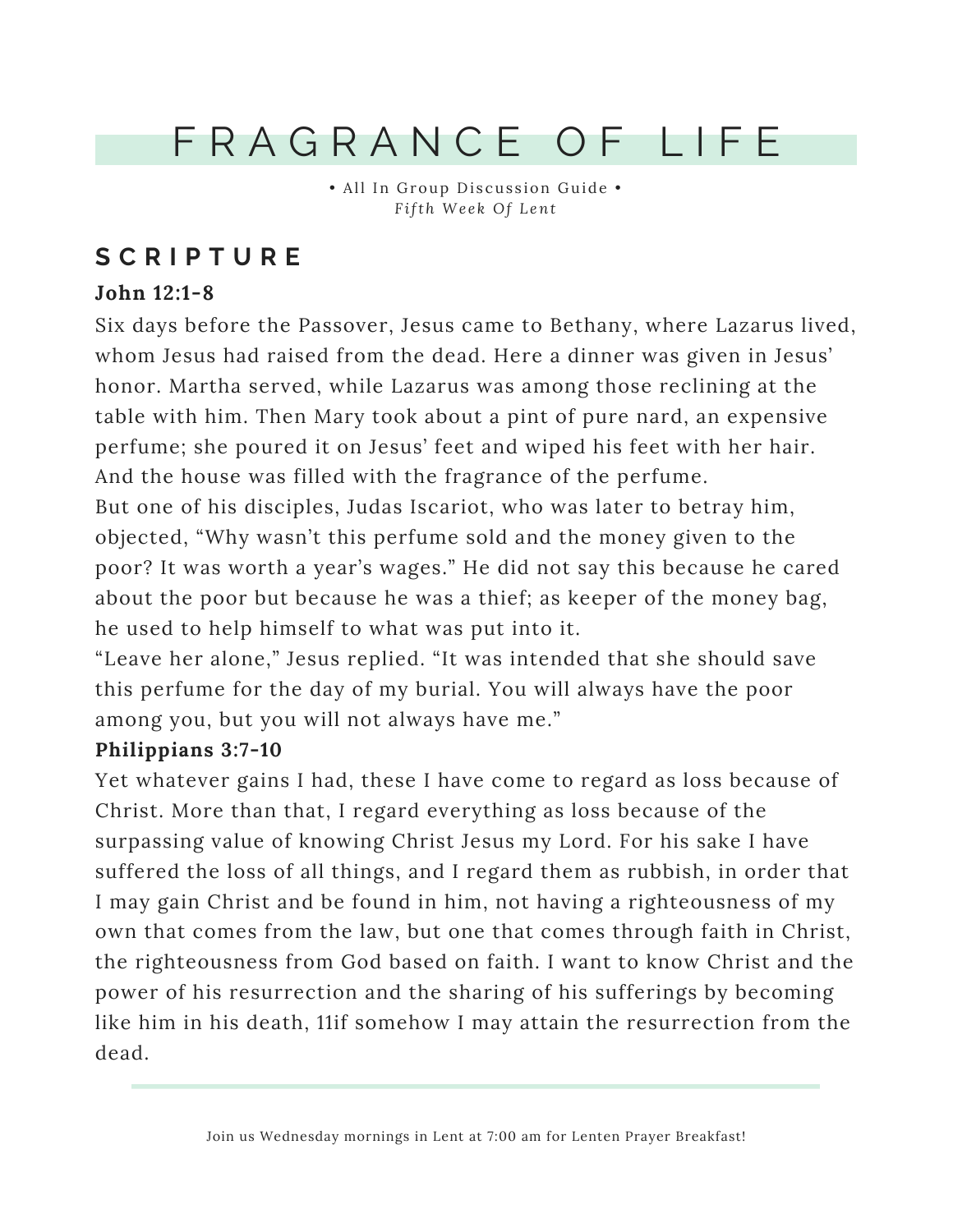# FRAGRANCE OF LIFE

• All In Group Discussion Guide •
*Fifth Week Of Lent*

## SCRIPTURE

**John 12:1-8**

Six days before the Passover, Jesus came to Bethany, where Lazarus lived, whom Jesus had raised from the dead. Here a dinner was given in Jesus' honor. Martha served, while Lazarus was among those reclining at the table with him. Then Mary took about a pint of pure nard, an expensive perfume; she poured it on Jesus' feet and wiped his feet with her hair. And the house was filled with the fragrance of the perfume.
But one of his disciples, Judas Iscariot, who was later to betray him, objected, "Why wasn't this perfume sold and the money given to the poor? It was worth a year's wages." He did not say this because he cared about the poor but because he was a thief; as keeper of the money bag, he used to help himself to what was put into it.
"Leave her alone," Jesus replied. "It was intended that she should save this perfume for the day of my burial. You will always have the poor among you, but you will not always have me."

**Philippians 3:7-10**

Yet whatever gains I had, these I have come to regard as loss because of Christ. More than that, I regard everything as loss because of the surpassing value of knowing Christ Jesus my Lord. For his sake I have suffered the loss of all things, and I regard them as rubbish, in order that I may gain Christ and be found in him, not having a righteousness of my own that comes from the law, but one that comes through faith in Christ, the righteousness from God based on faith. I want to know Christ and the power of his resurrection and the sharing of his sufferings by becoming like him in his death, 11if somehow I may attain the resurrection from the dead.

---

Join us Wednesday mornings in Lent at 7:00 am for Lenten Prayer Breakfast!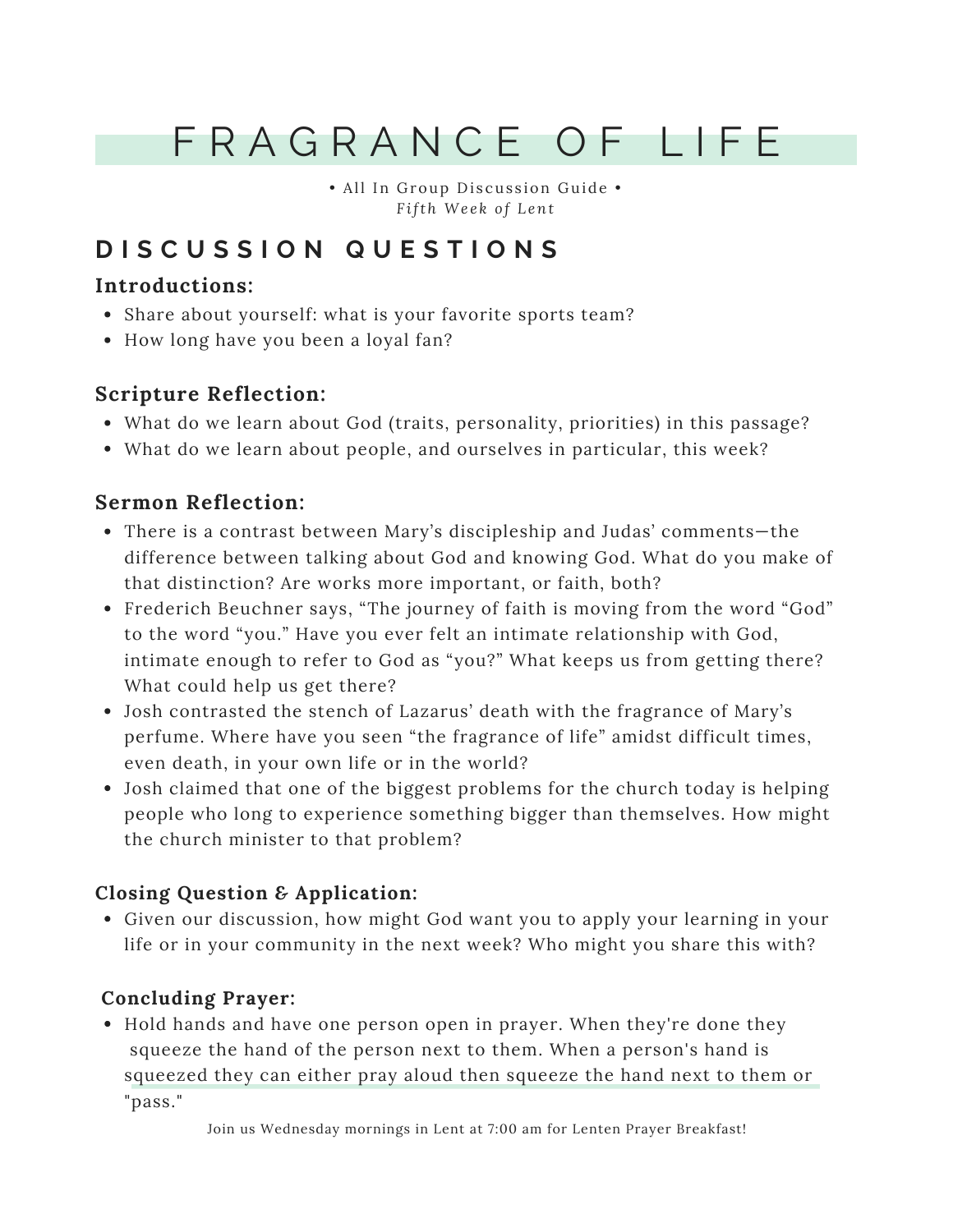# FRAGRANCE OF LIFE

• All In Group Discussion Guide •
*Fifth Week of Lent*

## DISCUSSION QUESTIONS

### Introductions:

- Share about yourself: what is your favorite sports team?
- How long have you been a loyal fan?

### Scripture Reflection:

- What do we learn about God (traits, personality, priorities) in this passage?
- What do we learn about people, and ourselves in particular, this week?

### Sermon Reflection:

- There is a contrast between Mary's discipleship and Judas' comments—the difference between talking about God and knowing God. What do you make of that distinction? Are works more important, or faith, both?
- Frederich Beuchner says, "The journey of faith is moving from the word "God" to the word "you." Have you ever felt an intimate relationship with God, intimate enough to refer to God as "you?" What keeps us from getting there? What could help us get there?
- Josh contrasted the stench of Lazarus' death with the fragrance of Mary's perfume. Where have you seen "the fragrance of life" amidst difficult times, even death, in your own life or in the world?
- Josh claimed that one of the biggest problems for the church today is helping people who long to experience something bigger than themselves. How might the church minister to that problem?

### Closing Question & Application:

- Given our discussion, how might God want you to apply your learning in your life or in your community in the next week? Who might you share this with?

### Concluding Prayer:

- Hold hands and have one person open in prayer. When they're done they squeeze the hand of the person next to them. When a person's hand is squeezed they can either pray aloud then squeeze the hand next to them or "pass."

Join us Wednesday mornings in Lent at 7:00 am for Lenten Prayer Breakfast!